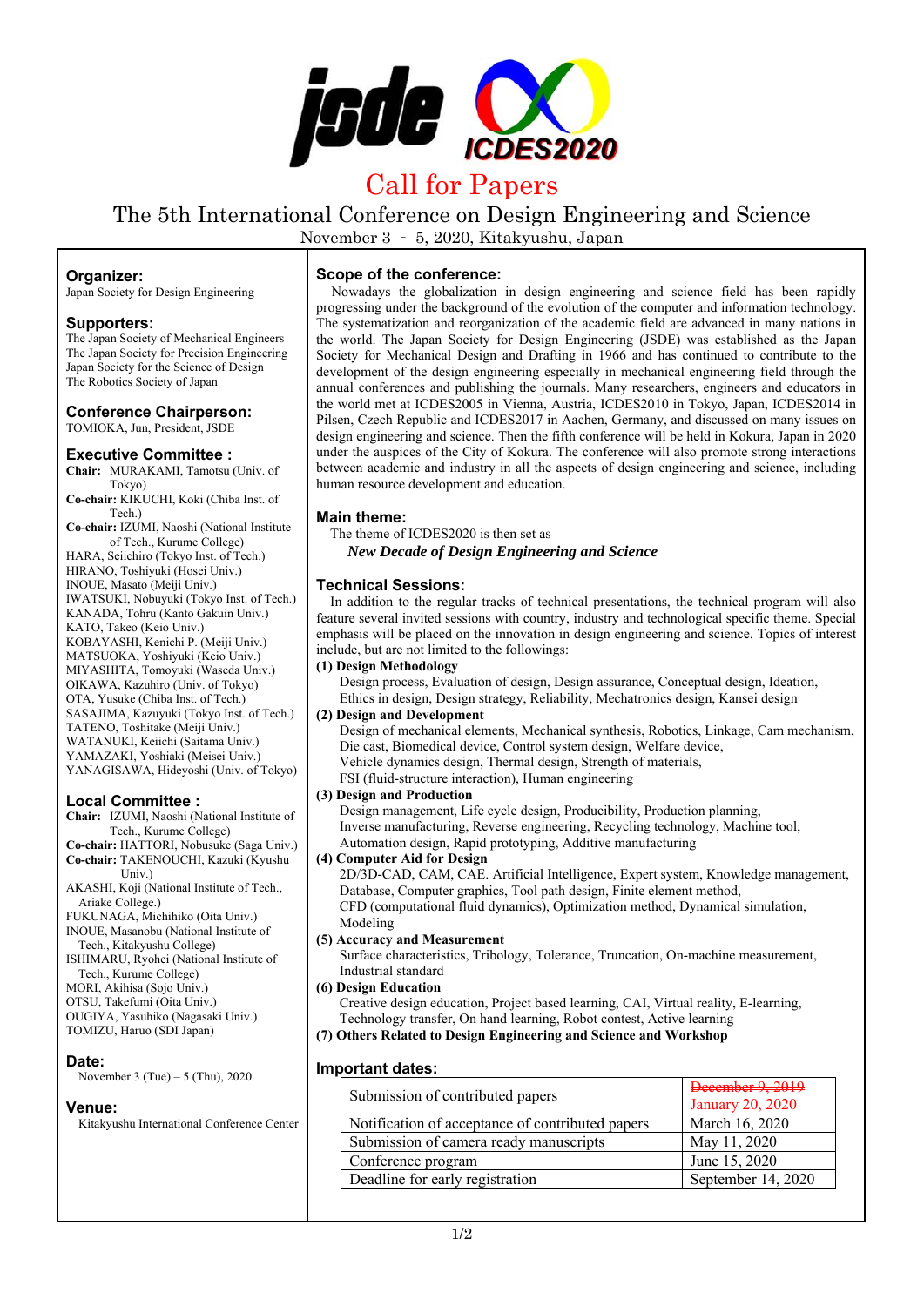# Call for Papers

## The 5th International Conference on Design Engineering and Science

November 3 – 5, 2020, Kitakyushu, Japan

### Organizer:
Japan Society for Design Engineering

### Supporters:
The Japan Society of Mechanical Engineers
The Japan Society for Precision Engineering
Japan Society for the Science of Design
The Robotics Society of Japan

### Conference Chairperson:
TOMIOKA, Jun, President, JSDE

### Executive Committee :
**Chair:** MURAKAMI, Tamotsu (Univ. of Tokyo)
**Co-chair:** KIKUCHI, Koki (Chiba Inst. of Tech.)
**Co-chair:** IZUMI, Naoshi (National Institute of Tech., Kurume College)
HARA, Seiichiro (Tokyo Inst. of Tech.)
HIRANO, Toshiyuki (Hosei Univ.)
INOUE, Masato (Meiji Univ.)
IWATSUKI, Nobuyuki (Tokyo Inst. of Tech.)
KANADA, Tohru (Kanto Gakuin Univ.)
KATO, Takeo (Keio Univ.)
KOBAYASHI, Kenichi P. (Meiji Univ.)
MATSUOKA, Yoshiyuki (Keio Univ.)
MIYASHITA, Tomoyuki (Waseda Univ.)
OIKAWA, Kazuhiro (Univ. of Tokyo)
OTA, Yusuke (Chiba Inst. of Tech.)
SASAJIMA, Kazuyuki (Tokyo Inst. of Tech.)
TATENO, Toshitake (Meiji Univ.)
WATANUKI, Keiichi (Saitama Univ.)
YAMAZAKI, Yoshiaki (Meisei Univ.)
YANAGISAWA, Hideyoshi (Univ. of Tokyo)

### Local Committee :
**Chair:** IZUMI, Naoshi (National Institute of Tech., Kurume College)
**Co-chair:** HATTORI, Nobusuke (Saga Univ.)
**Co-chair:** TAKENOUCHI, Kazuki (Kyushu Univ.)
AKASHI, Koji (National Institute of Tech., Ariake College.)
FUKUNAGA, Michihiko (Oita Univ.)
INOUE, Masanobu (National Institute of Tech., Kitakyushu College)
ISHIMARU, Ryohei (National Institute of Tech., Kurume College)
MORI, Akihisa (Sojo Univ.)
OTSU, Takefumi (Oita Univ.)
OUGIYA, Yasuhiko (Nagasaki Univ.)
TOMIZU, Haruo (SDI Japan)

### Date:
November 3 (Tue) – 5 (Thu), 2020

### Venue:
Kitakyushu International Conference Center

### Scope of the conference:
Nowadays the globalization in design engineering and science field has been rapidly progressing under the background of the evolution of the computer and information technology. The systematization and reorganization of the academic field are advanced in many nations in the world. The Japan Society for Design Engineering (JSDE) was established as the Japan Society for Mechanical Design and Drafting in 1966 and has continued to contribute to the development of the design engineering especially in mechanical engineering field through the annual conferences and publishing the journals. Many researchers, engineers and educators in the world met at ICDES2005 in Vienna, Austria, ICDES2010 in Tokyo, Japan, ICDES2014 in Pilsen, Czech Republic and ICDES2017 in Aachen, Germany, and discussed on many issues on design engineering and science. Then the fifth conference will be held in Kokura, Japan in 2020 under the auspices of the City of Kokura. The conference will also promote strong interactions between academic and industry in all the aspects of design engineering and science, including human resource development and education.

### Main theme:
The theme of ICDES2020 is then set as

***New Decade of Design Engineering and Science***

### Technical Sessions:
In addition to the regular tracks of technical presentations, the technical program will also feature several invited sessions with country, industry and technological specific theme. Special emphasis will be placed on the innovation in design engineering and science. Topics of interest include, but are not limited to the followings:

**(1) Design Methodology**
Design process, Evaluation of design, Design assurance, Conceptual design, Ideation, Ethics in design, Design strategy, Reliability, Mechatronics design, Kansei design

**(2) Design and Development**
Design of mechanical elements, Mechanical synthesis, Robotics, Linkage, Cam mechanism, Die cast, Biomedical device, Control system design, Welfare device, Vehicle dynamics design, Thermal design, Strength of materials, FSI (fluid-structure interaction), Human engineering

**(3) Design and Production**
Design management, Life cycle design, Producibility, Production planning, Inverse manufacturing, Reverse engineering, Recycling technology, Machine tool, Automation design, Rapid prototyping, Additive manufacturing

**(4) Computer Aid for Design**
2D/3D-CAD, CAM, CAE. Artificial Intelligence, Expert system, Knowledge management, Database, Computer graphics, Tool path design, Finite element method, CFD (computational fluid dynamics), Optimization method, Dynamical simulation, Modeling

**(5) Accuracy and Measurement**
Surface characteristics, Tribology, Tolerance, Truncation, On-machine measurement, Industrial standard

**(6) Design Education**
Creative design education, Project based learning, CAI, Virtual reality, E-learning, Technology transfer, On hand learning, Robot contest, Active learning

**(7) Others Related to Design Engineering and Science and Workshop**

### Important dates:

| | |
|---|---|
| Submission of contributed papers | ~~December 9, 2019~~ January 20, 2020 |
| Notification of acceptance of contributed papers | March 16, 2020 |
| Submission of camera ready manuscripts | May 11, 2020 |
| Conference program | June 15, 2020 |
| Deadline for early registration | September 14, 2020 |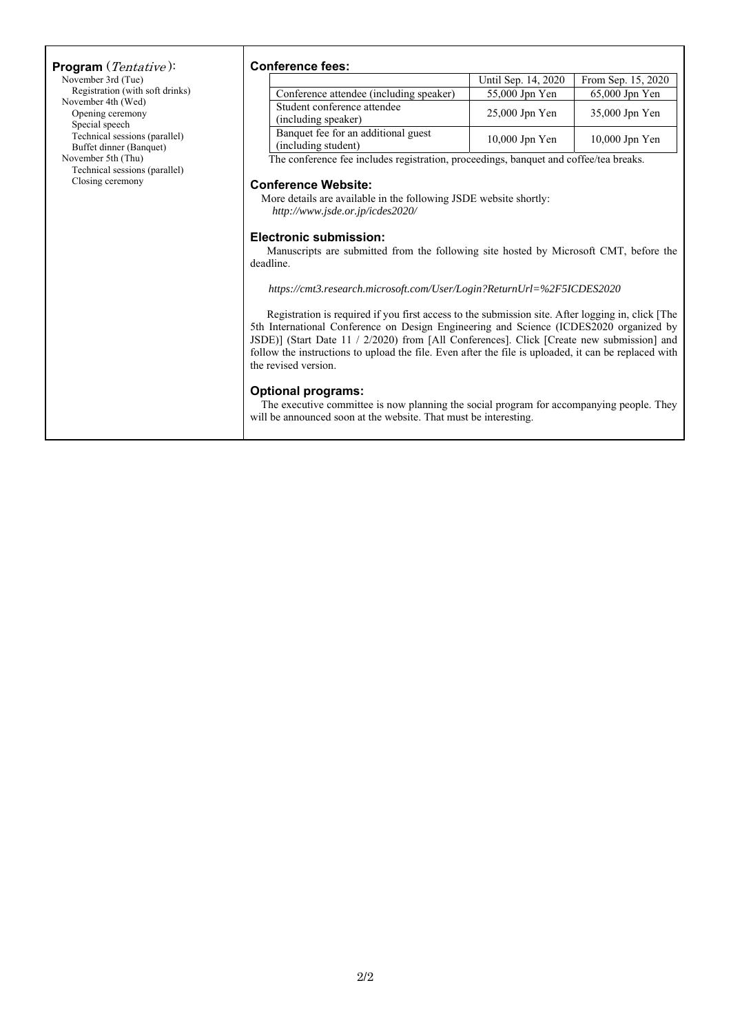**Program** (*Tentative*):

November 3rd (Tue)
- Registration (with soft drinks)

November 4th (Wed)
- Opening ceremony
- Special speech
- Technical sessions (parallel)
- Buffet dinner (Banquet)

November 5th (Thu)
- Technical sessions (parallel)
- Closing ceremony

### Conference fees:

| | Until Sep. 14, 2020 | From Sep. 15, 2020 |
|---|---|---|
| Conference attendee (including speaker) | 55,000 Jpn Yen | 65,000 Jpn Yen |
| Student conference attendee (including speaker) | 25,000 Jpn Yen | 35,000 Jpn Yen |
| Banquet fee for an additional guest (including student) | 10,000 Jpn Yen | 10,000 Jpn Yen |

The conference fee includes registration, proceedings, banquet and coffee/tea breaks.

### Conference Website:

More details are available in the following JSDE website shortly:
*http://www.jsde.or.jp/icdes2020/*

### Electronic submission:

Manuscripts are submitted from the following site hosted by Microsoft CMT, before the deadline.

*https://cmt3.research.microsoft.com/User/Login?ReturnUrl=%2F5ICDES2020*

Registration is required if you first access to the submission site. After logging in, click [The 5th International Conference on Design Engineering and Science (ICDES2020 organized by JSDE)] (Start Date 11 / 2/2020) from [All Conferences]. Click [Create new submission] and follow the instructions to upload the file. Even after the file is uploaded, it can be replaced with the revised version.

### Optional programs:

The executive committee is now planning the social program for accompanying people. They will be announced soon at the website. That must be interesting.